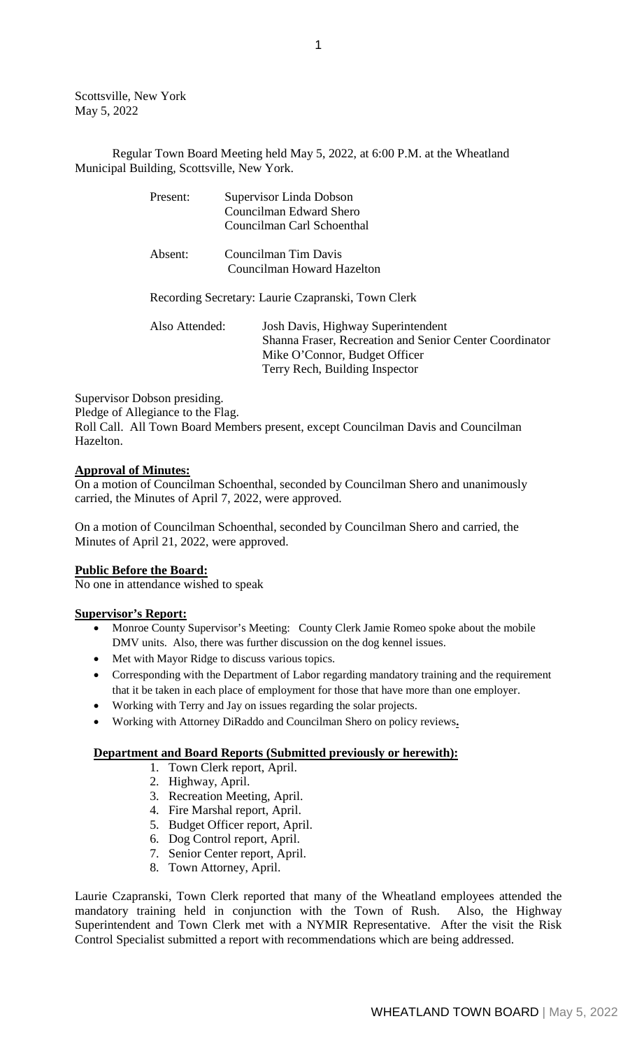Scottsville, New York
May 5, 2022

Regular Town Board Meeting held May 5, 2022, at 6:00 P.M. at the Wheatland Municipal Building, Scottsville, New York.

Present: Supervisor Linda Dobson
Councilman Edward Shero
Councilman Carl Schoenthal

Absent: Councilman Tim Davis
Councilman Howard Hazelton

Recording Secretary: Laurie Czapranski, Town Clerk

Also Attended: Josh Davis, Highway Superintendent
Shanna Fraser, Recreation and Senior Center Coordinator
Mike O'Connor, Budget Officer
Terry Rech, Building Inspector

Supervisor Dobson presiding.
Pledge of Allegiance to the Flag.
Roll Call. All Town Board Members present, except Councilman Davis and Councilman Hazelton.

**Approval of Minutes:**
On a motion of Councilman Schoenthal, seconded by Councilman Shero and unanimously carried, the Minutes of April 7, 2022, were approved.

On a motion of Councilman Schoenthal, seconded by Councilman Shero and carried, the Minutes of April 21, 2022, were approved.

**Public Before the Board:**
No one in attendance wished to speak

**Supervisor's Report:**

- Monroe County Supervisor's Meeting: County Clerk Jamie Romeo spoke about the mobile DMV units. Also, there was further discussion on the dog kennel issues.
- Met with Mayor Ridge to discuss various topics.
- Corresponding with the Department of Labor regarding mandatory training and the requirement that it be taken in each place of employment for those that have more than one employer.
- Working with Terry and Jay on issues regarding the solar projects.
- Working with Attorney DiRaddo and Councilman Shero on policy reviews.

**Department and Board Reports (Submitted previously or herewith):**

1. Town Clerk report, April.
2. Highway, April.
3. Recreation Meeting, April.
4. Fire Marshal report, April.
5. Budget Officer report, April.
6. Dog Control report, April.
7. Senior Center report, April.
8. Town Attorney, April.

Laurie Czapranski, Town Clerk reported that many of the Wheatland employees attended the mandatory training held in conjunction with the Town of Rush. Also, the Highway Superintendent and Town Clerk met with a NYMIR Representative. After the visit the Risk Control Specialist submitted a report with recommendations which are being addressed.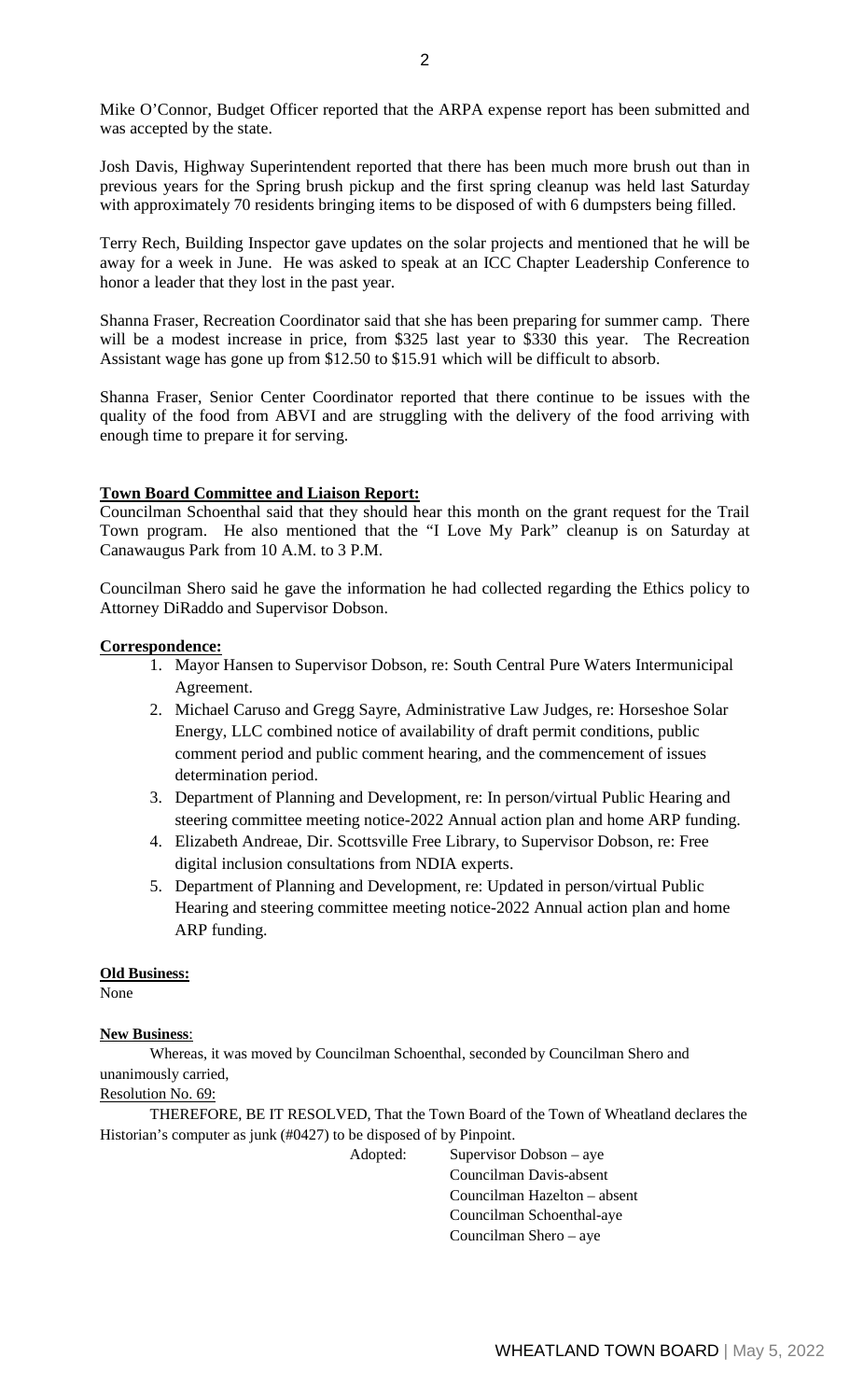Mike O'Connor, Budget Officer reported that the ARPA expense report has been submitted and was accepted by the state.

Josh Davis, Highway Superintendent reported that there has been much more brush out than in previous years for the Spring brush pickup and the first spring cleanup was held last Saturday with approximately 70 residents bringing items to be disposed of with 6 dumpsters being filled.

Terry Rech, Building Inspector gave updates on the solar projects and mentioned that he will be away for a week in June. He was asked to speak at an ICC Chapter Leadership Conference to honor a leader that they lost in the past year.

Shanna Fraser, Recreation Coordinator said that she has been preparing for summer camp. There will be a modest increase in price, from $325 last year to $330 this year. The Recreation Assistant wage has gone up from $12.50 to $15.91 which will be difficult to absorb.

Shanna Fraser, Senior Center Coordinator reported that there continue to be issues with the quality of the food from ABVI and are struggling with the delivery of the food arriving with enough time to prepare it for serving.

**Town Board Committee and Liaison Report:**

Councilman Schoenthal said that they should hear this month on the grant request for the Trail Town program. He also mentioned that the "I Love My Park" cleanup is on Saturday at Canawaugus Park from 10 A.M. to 3 P.M.

Councilman Shero said he gave the information he had collected regarding the Ethics policy to Attorney DiRaddo and Supervisor Dobson.

**Correspondence:**

1. Mayor Hansen to Supervisor Dobson, re: South Central Pure Waters Intermunicipal Agreement.
2. Michael Caruso and Gregg Sayre, Administrative Law Judges, re: Horseshoe Solar Energy, LLC combined notice of availability of draft permit conditions, public comment period and public comment hearing, and the commencement of issues determination period.
3. Department of Planning and Development, re: In person/virtual Public Hearing and steering committee meeting notice-2022 Annual action plan and home ARP funding.
4. Elizabeth Andreae, Dir. Scottsville Free Library, to Supervisor Dobson, re: Free digital inclusion consultations from NDIA experts.
5. Department of Planning and Development, re: Updated in person/virtual Public Hearing and steering committee meeting notice-2022 Annual action plan and home ARP funding.

**Old Business:**

None

**New Business**:

Whereas, it was moved by Councilman Schoenthal, seconded by Councilman Shero and unanimously carried,

Resolution No. 69:

THEREFORE, BE IT RESOLVED, That the Town Board of the Town of Wheatland declares the Historian's computer as junk (#0427) to be disposed of by Pinpoint.

Adopted:
Supervisor Dobson – aye
Councilman Davis-absent
Councilman Hazelton – absent
Councilman Schoenthal-aye
Councilman Shero – aye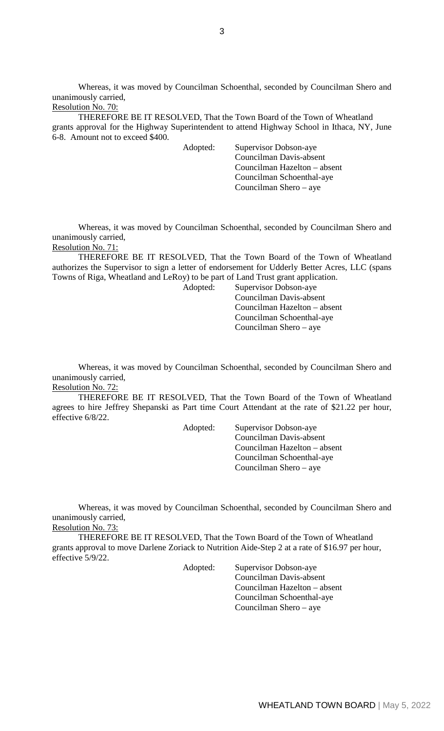Whereas, it was moved by Councilman Schoenthal, seconded by Councilman Shero and unanimously carried,

Resolution No. 70:

THEREFORE BE IT RESOLVED, That the Town Board of the Town of Wheatland grants approval for the Highway Superintendent to attend Highway School in Ithaca, NY, June 6-8. Amount not to exceed $400.

Adopted: Supervisor Dobson-aye
Councilman Davis-absent
Councilman Hazelton – absent
Councilman Schoenthal-aye
Councilman Shero – aye

Whereas, it was moved by Councilman Schoenthal, seconded by Councilman Shero and unanimously carried,

Resolution No. 71:

THEREFORE BE IT RESOLVED, That the Town Board of the Town of Wheatland authorizes the Supervisor to sign a letter of endorsement for Udderly Better Acres, LLC (spans Towns of Riga, Wheatland and LeRoy) to be part of Land Trust grant application.

Adopted: Supervisor Dobson-aye
Councilman Davis-absent
Councilman Hazelton – absent
Councilman Schoenthal-aye
Councilman Shero – aye

Whereas, it was moved by Councilman Schoenthal, seconded by Councilman Shero and unanimously carried,

Resolution No. 72:

THEREFORE BE IT RESOLVED, That the Town Board of the Town of Wheatland agrees to hire Jeffrey Shepanski as Part time Court Attendant at the rate of $21.22 per hour, effective 6/8/22.

Adopted: Supervisor Dobson-aye
Councilman Davis-absent
Councilman Hazelton – absent
Councilman Schoenthal-aye
Councilman Shero – aye

Whereas, it was moved by Councilman Schoenthal, seconded by Councilman Shero and unanimously carried,

Resolution No. 73:

THEREFORE BE IT RESOLVED, That the Town Board of the Town of Wheatland grants approval to move Darlene Zoriack to Nutrition Aide-Step 2 at a rate of $16.97 per hour, effective 5/9/22.

Adopted: Supervisor Dobson-aye
Councilman Davis-absent
Councilman Hazelton – absent
Councilman Schoenthal-aye
Councilman Shero – aye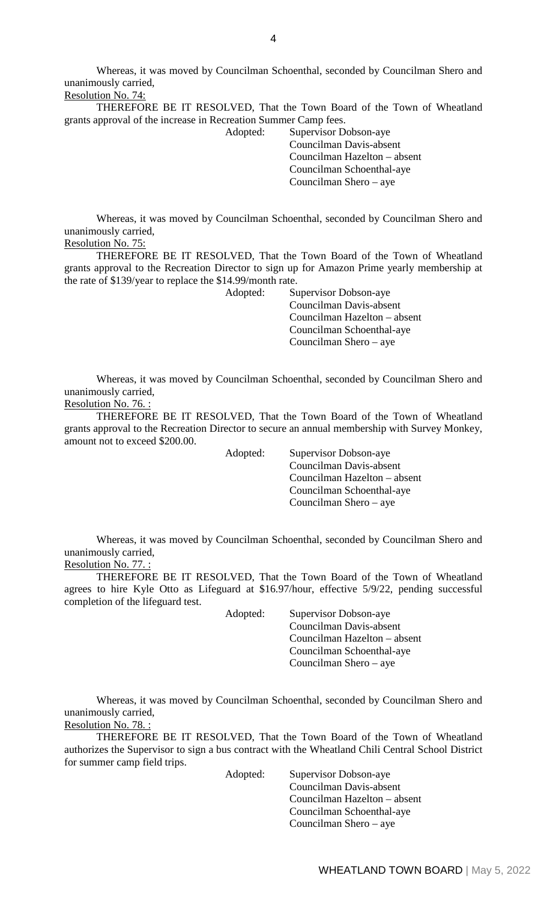Whereas, it was moved by Councilman Schoenthal, seconded by Councilman Shero and unanimously carried,

Resolution No. 74:

THEREFORE BE IT RESOLVED, That the Town Board of the Town of Wheatland grants approval of the increase in Recreation Summer Camp fees.

Adopted: Supervisor Dobson-aye
Councilman Davis-absent
Councilman Hazelton – absent
Councilman Schoenthal-aye
Councilman Shero – aye

Whereas, it was moved by Councilman Schoenthal, seconded by Councilman Shero and unanimously carried,

Resolution No. 75:

THEREFORE BE IT RESOLVED, That the Town Board of the Town of Wheatland grants approval to the Recreation Director to sign up for Amazon Prime yearly membership at the rate of $139/year to replace the $14.99/month rate.

Adopted: Supervisor Dobson-aye
Councilman Davis-absent
Councilman Hazelton – absent
Councilman Schoenthal-aye
Councilman Shero – aye

Whereas, it was moved by Councilman Schoenthal, seconded by Councilman Shero and unanimously carried,

Resolution No. 76. :

THEREFORE BE IT RESOLVED, That the Town Board of the Town of Wheatland grants approval to the Recreation Director to secure an annual membership with Survey Monkey, amount not to exceed $200.00.

Adopted: Supervisor Dobson-aye
Councilman Davis-absent
Councilman Hazelton – absent
Councilman Schoenthal-aye
Councilman Shero – aye

Whereas, it was moved by Councilman Schoenthal, seconded by Councilman Shero and unanimously carried,

Resolution No. 77. :

THEREFORE BE IT RESOLVED, That the Town Board of the Town of Wheatland agrees to hire Kyle Otto as Lifeguard at $16.97/hour, effective 5/9/22, pending successful completion of the lifeguard test.

Adopted: Supervisor Dobson-aye
Councilman Davis-absent
Councilman Hazelton – absent
Councilman Schoenthal-aye
Councilman Shero – aye

Whereas, it was moved by Councilman Schoenthal, seconded by Councilman Shero and unanimously carried,

Resolution No. 78. :

THEREFORE BE IT RESOLVED, That the Town Board of the Town of Wheatland authorizes the Supervisor to sign a bus contract with the Wheatland Chili Central School District for summer camp field trips.

Adopted: Supervisor Dobson-aye
Councilman Davis-absent
Councilman Hazelton – absent
Councilman Schoenthal-aye
Councilman Shero – aye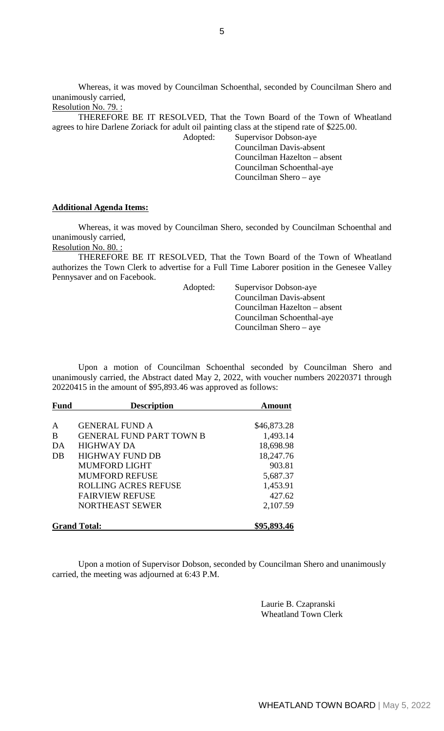Whereas, it was moved by Councilman Schoenthal, seconded by Councilman Shero and unanimously carried,

Resolution No. 79. :

THEREFORE BE IT RESOLVED, That the Town Board of the Town of Wheatland agrees to hire Darlene Zoriack for adult oil painting class at the stipend rate of $225.00.

Adopted: Supervisor Dobson-aye
Councilman Davis-absent
Councilman Hazelton – absent
Councilman Schoenthal-aye
Councilman Shero – aye

**Additional Agenda Items:**

Whereas, it was moved by Councilman Shero, seconded by Councilman Schoenthal and unanimously carried,

Resolution No. 80. :

THEREFORE BE IT RESOLVED, That the Town Board of the Town of Wheatland authorizes the Town Clerk to advertise for a Full Time Laborer position in the Genesee Valley Pennysaver and on Facebook.

Adopted: Supervisor Dobson-aye
Councilman Davis-absent
Councilman Hazelton – absent
Councilman Schoenthal-aye
Councilman Shero – aye

Upon a motion of Councilman Schoenthal seconded by Councilman Shero and unanimously carried, the Abstract dated May 2, 2022, with voucher numbers 20220371 through 20220415 in the amount of $95,893.46 was approved as follows:

| Fund | Description | Amount |
|---|---|---|
| A | GENERAL FUND A | $46,873.28 |
| B | GENERAL FUND PART TOWN B | 1,493.14 |
| DA | HIGHWAY DA | 18,698.98 |
| DB | HIGHWAY FUND DB | 18,247.76 |
| | MUMFORD LIGHT | 903.81 |
| | MUMFORD REFUSE | 5,687.37 |
| | ROLLING ACRES REFUSE | 1,453.91 |
| | FAIRVIEW REFUSE | 427.62 |
| | NORTHEAST SEWER | 2,107.59 |
| **Grand Total:** | | **$95,893.46** |

Upon a motion of Supervisor Dobson, seconded by Councilman Shero and unanimously carried, the meeting was adjourned at 6:43 P.M.

Laurie B. Czapranski
Wheatland Town Clerk